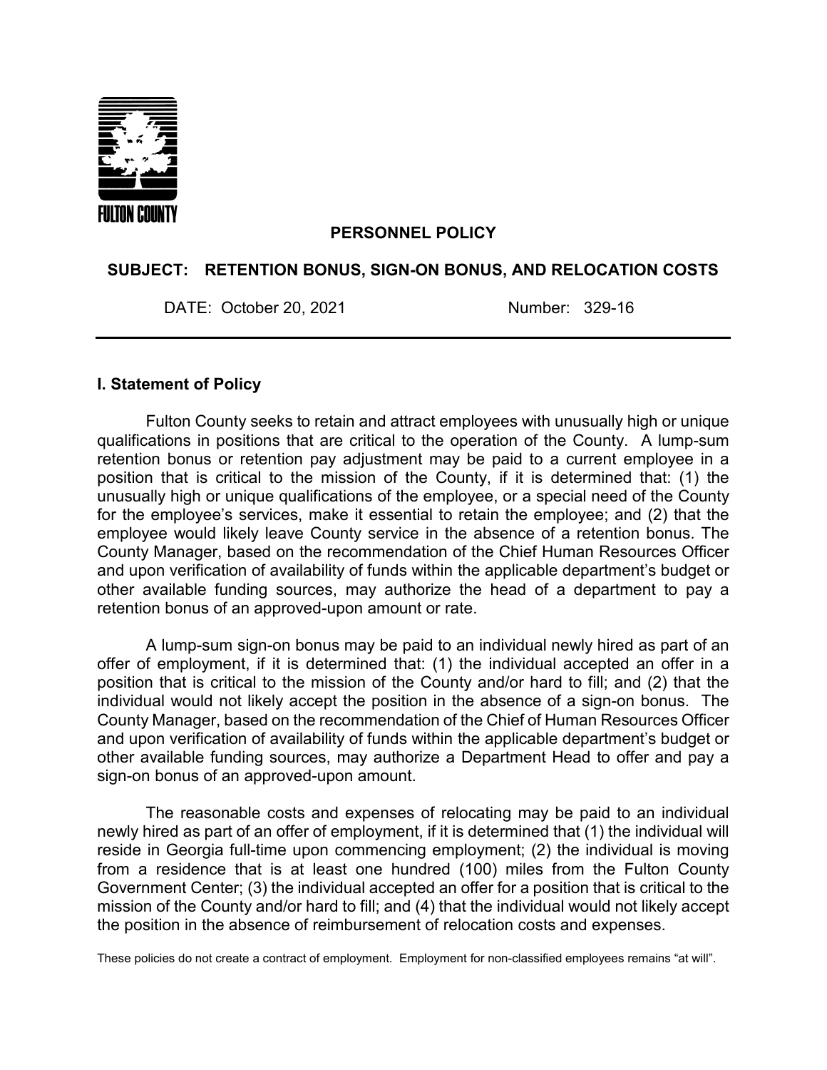FULTON COUNTY

**PERSONNEL POLICY**

**SUBJECT: RETENTION BONUS, SIGN-ON BONUS, AND RELOCATION COSTS**

DATE: October 20, 2021 Number: 329-16

## I. Statement of Policy

Fulton County seeks to retain and attract employees with unusually high or unique qualifications in positions that are critical to the operation of the County. A lump-sum retention bonus or retention pay adjustment may be paid to a current employee in a position that is critical to the mission of the County, if it is determined that: (1) the unusually high or unique qualifications of the employee, or a special need of the County for the employee's services, make it essential to retain the employee; and (2) that the employee would likely leave County service in the absence of a retention bonus. The County Manager, based on the recommendation of the Chief Human Resources Officer and upon verification of availability of funds within the applicable department's budget or other available funding sources, may authorize the head of a department to pay a retention bonus of an approved-upon amount or rate.

A lump-sum sign-on bonus may be paid to an individual newly hired as part of an offer of employment, if it is determined that: (1) the individual accepted an offer in a position that is critical to the mission of the County and/or hard to fill; and (2) that the individual would not likely accept the position in the absence of a sign-on bonus. The County Manager, based on the recommendation of the Chief of Human Resources Officer and upon verification of availability of funds within the applicable department's budget or other available funding sources, may authorize a Department Head to offer and pay a sign-on bonus of an approved-upon amount.

The reasonable costs and expenses of relocating may be paid to an individual newly hired as part of an offer of employment, if it is determined that (1) the individual will reside in Georgia full-time upon commencing employment; (2) the individual is moving from a residence that is at least one hundred (100) miles from the Fulton County Government Center; (3) the individual accepted an offer for a position that is critical to the mission of the County and/or hard to fill; and (4) that the individual would not likely accept the position in the absence of reimbursement of relocation costs and expenses.

These policies do not create a contract of employment. Employment for non-classified employees remains "at will".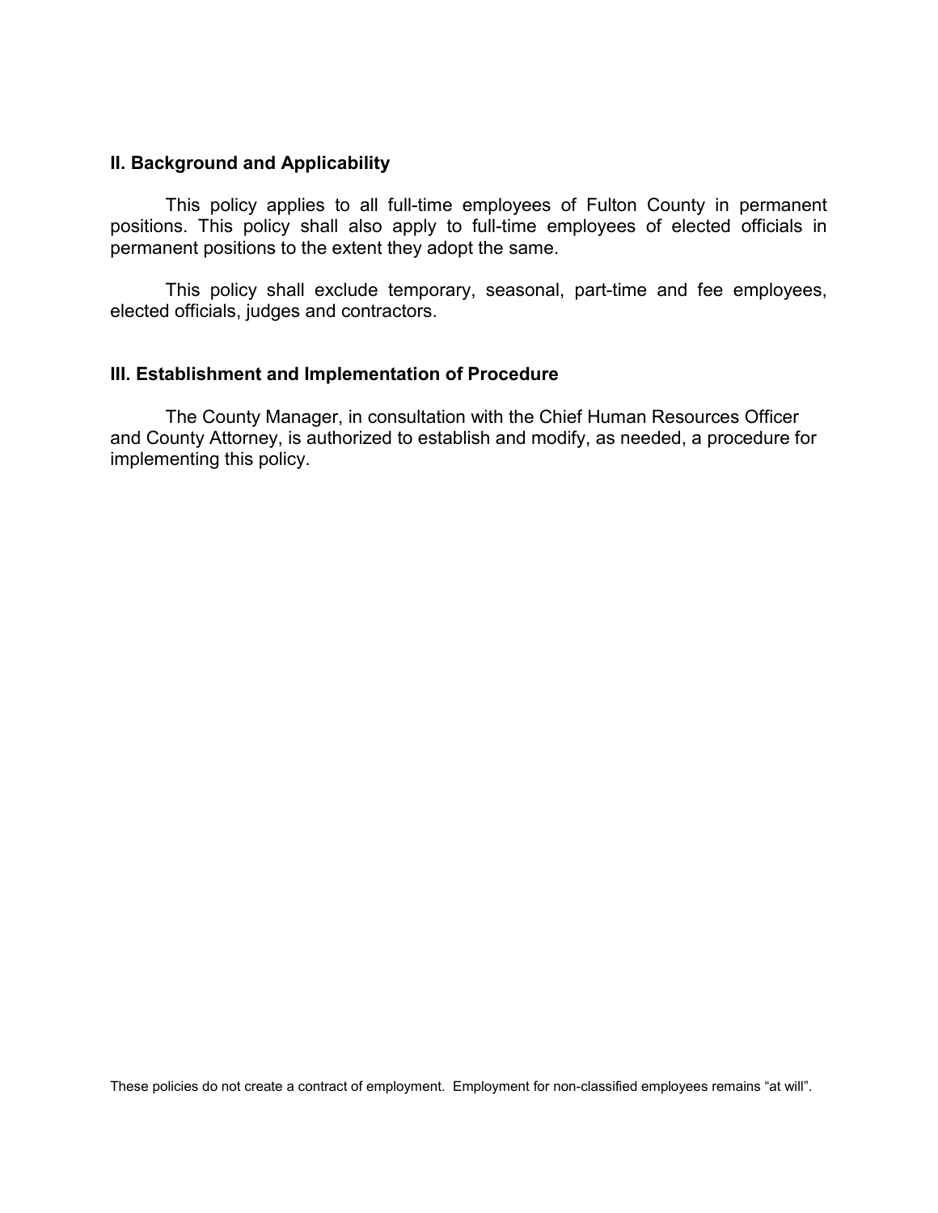## II. Background and Applicability

This policy applies to all full-time employees of Fulton County in permanent positions. This policy shall also apply to full-time employees of elected officials in permanent positions to the extent they adopt the same.

This policy shall exclude temporary, seasonal, part-time and fee employees, elected officials, judges and contractors.

## III. Establishment and Implementation of Procedure

The County Manager, in consultation with the Chief Human Resources Officer and County Attorney, is authorized to establish and modify, as needed, a procedure for implementing this policy.

These policies do not create a contract of employment. Employment for non-classified employees remains "at will".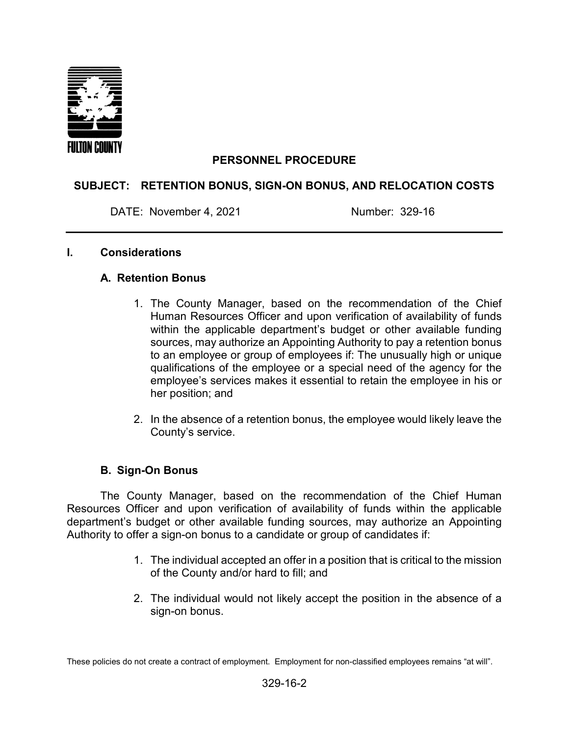FULTON COUNTY

## PERSONNEL PROCEDURE

### SUBJECT: RETENTION BONUS, SIGN-ON BONUS, AND RELOCATION COSTS

DATE: November 4, 2021 Number: 329-16

---

## I. Considerations

### A. Retention Bonus

1. The County Manager, based on the recommendation of the Chief Human Resources Officer and upon verification of availability of funds within the applicable department's budget or other available funding sources, may authorize an Appointing Authority to pay a retention bonus to an employee or group of employees if: The unusually high or unique qualifications of the employee or a special need of the agency for the employee's services makes it essential to retain the employee in his or her position; and

2. In the absence of a retention bonus, the employee would likely leave the County's service.

### B. Sign-On Bonus

The County Manager, based on the recommendation of the Chief Human Resources Officer and upon verification of availability of funds within the applicable department's budget or other available funding sources, may authorize an Appointing Authority to offer a sign-on bonus to a candidate or group of candidates if:

1. The individual accepted an offer in a position that is critical to the mission of the County and/or hard to fill; and

2. The individual would not likely accept the position in the absence of a sign-on bonus.

These policies do not create a contract of employment. Employment for non-classified employees remains "at will".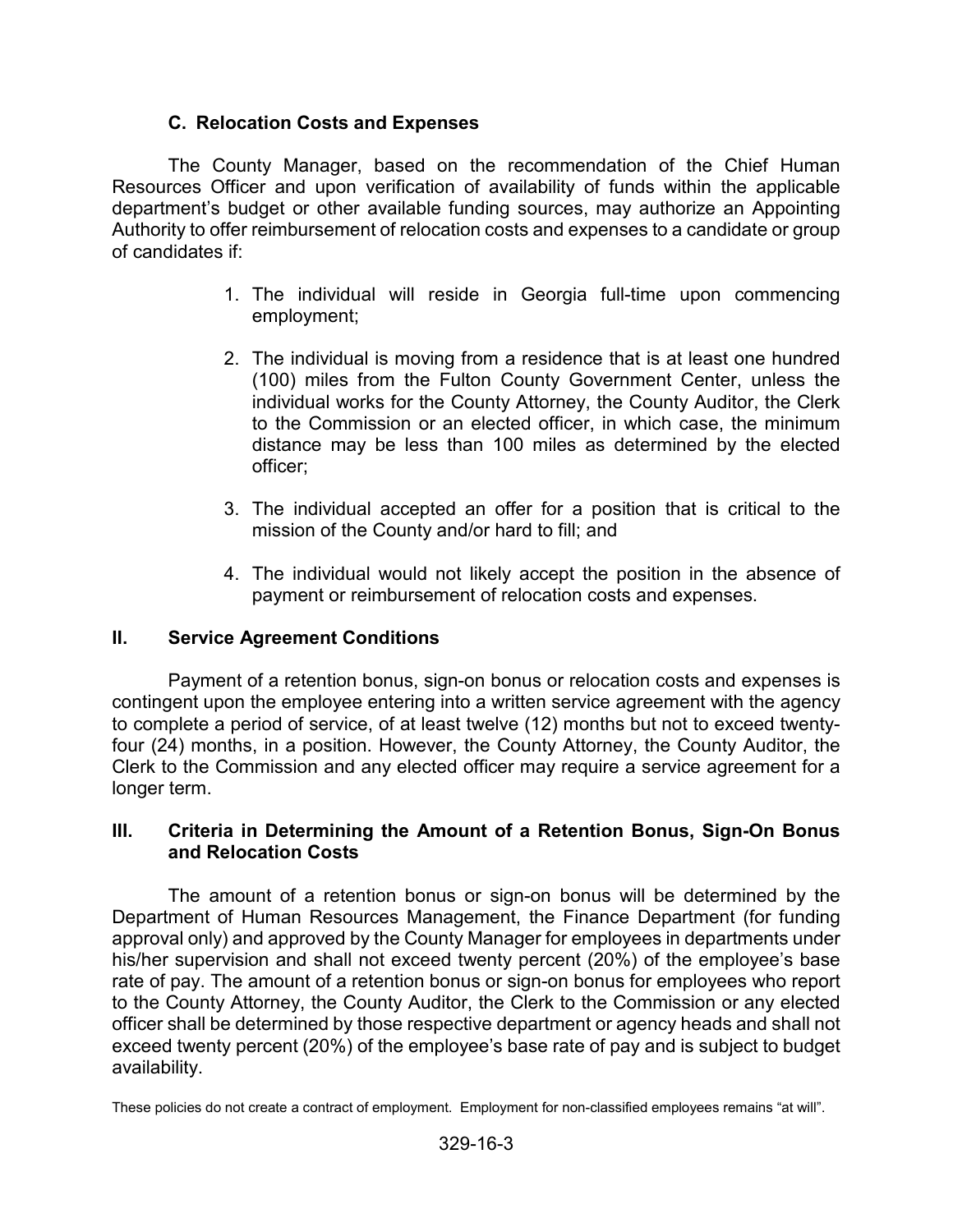### C. Relocation Costs and Expenses

The County Manager, based on the recommendation of the Chief Human Resources Officer and upon verification of availability of funds within the applicable department's budget or other available funding sources, may authorize an Appointing Authority to offer reimbursement of relocation costs and expenses to a candidate or group of candidates if:

1. The individual will reside in Georgia full-time upon commencing employment;
2. The individual is moving from a residence that is at least one hundred (100) miles from the Fulton County Government Center, unless the individual works for the County Attorney, the County Auditor, the Clerk to the Commission or an elected officer, in which case, the minimum distance may be less than 100 miles as determined by the elected officer;
3. The individual accepted an offer for a position that is critical to the mission of the County and/or hard to fill; and
4. The individual would not likely accept the position in the absence of payment or reimbursement of relocation costs and expenses.

## II. Service Agreement Conditions

Payment of a retention bonus, sign-on bonus or relocation costs and expenses is contingent upon the employee entering into a written service agreement with the agency to complete a period of service, of at least twelve (12) months but not to exceed twenty-four (24) months, in a position. However, the County Attorney, the County Auditor, the Clerk to the Commission and any elected officer may require a service agreement for a longer term.

## III. Criteria in Determining the Amount of a Retention Bonus, Sign-On Bonus and Relocation Costs

The amount of a retention bonus or sign-on bonus will be determined by the Department of Human Resources Management, the Finance Department (for funding approval only) and approved by the County Manager for employees in departments under his/her supervision and shall not exceed twenty percent (20%) of the employee's base rate of pay. The amount of a retention bonus or sign-on bonus for employees who report to the County Attorney, the County Auditor, the Clerk to the Commission or any elected officer shall be determined by those respective department or agency heads and shall not exceed twenty percent (20%) of the employee's base rate of pay and is subject to budget availability.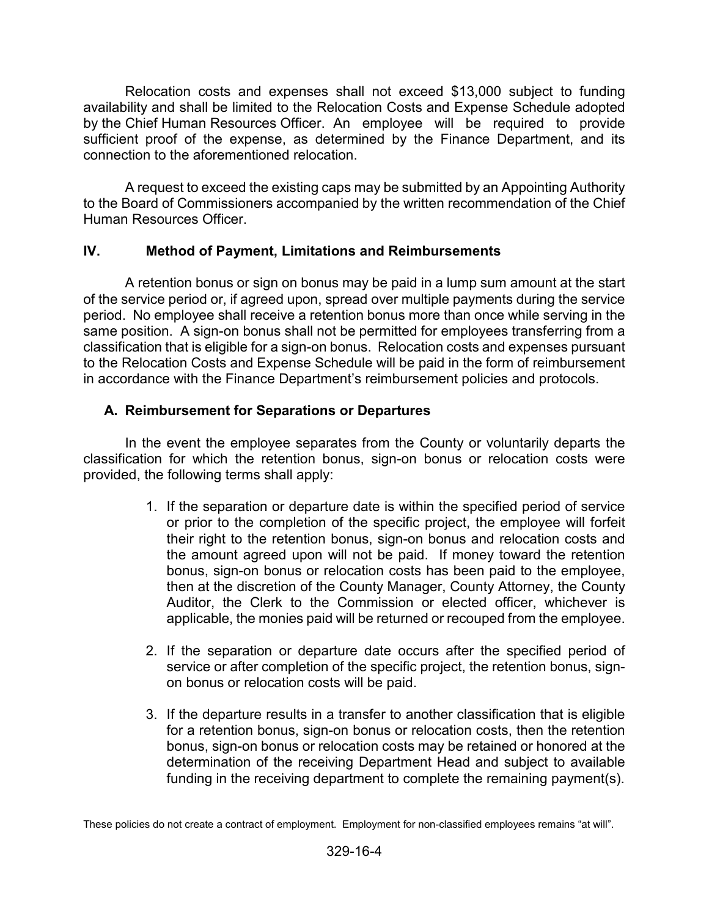Relocation costs and expenses shall not exceed $13,000 subject to funding availability and shall be limited to the Relocation Costs and Expense Schedule adopted by the Chief Human Resources Officer. An employee will be required to provide sufficient proof of the expense, as determined by the Finance Department, and its connection to the aforementioned relocation.

A request to exceed the existing caps may be submitted by an Appointing Authority to the Board of Commissioners accompanied by the written recommendation of the Chief Human Resources Officer.

## IV. Method of Payment, Limitations and Reimbursements

A retention bonus or sign on bonus may be paid in a lump sum amount at the start of the service period or, if agreed upon, spread over multiple payments during the service period. No employee shall receive a retention bonus more than once while serving in the same position. A sign-on bonus shall not be permitted for employees transferring from a classification that is eligible for a sign-on bonus. Relocation costs and expenses pursuant to the Relocation Costs and Expense Schedule will be paid in the form of reimbursement in accordance with the Finance Department's reimbursement policies and protocols.

### A. Reimbursement for Separations or Departures

In the event the employee separates from the County or voluntarily departs the classification for which the retention bonus, sign-on bonus or relocation costs were provided, the following terms shall apply:

1. If the separation or departure date is within the specified period of service or prior to the completion of the specific project, the employee will forfeit their right to the retention bonus, sign-on bonus and relocation costs and the amount agreed upon will not be paid. If money toward the retention bonus, sign-on bonus or relocation costs has been paid to the employee, then at the discretion of the County Manager, County Attorney, the County Auditor, the Clerk to the Commission or elected officer, whichever is applicable, the monies paid will be returned or recouped from the employee.

2. If the separation or departure date occurs after the specified period of service or after completion of the specific project, the retention bonus, sign-on bonus or relocation costs will be paid.

3. If the departure results in a transfer to another classification that is eligible for a retention bonus, sign-on bonus or relocation costs, then the retention bonus, sign-on bonus or relocation costs may be retained or honored at the determination of the receiving Department Head and subject to available funding in the receiving department to complete the remaining payment(s).

These policies do not create a contract of employment. Employment for non-classified employees remains "at will".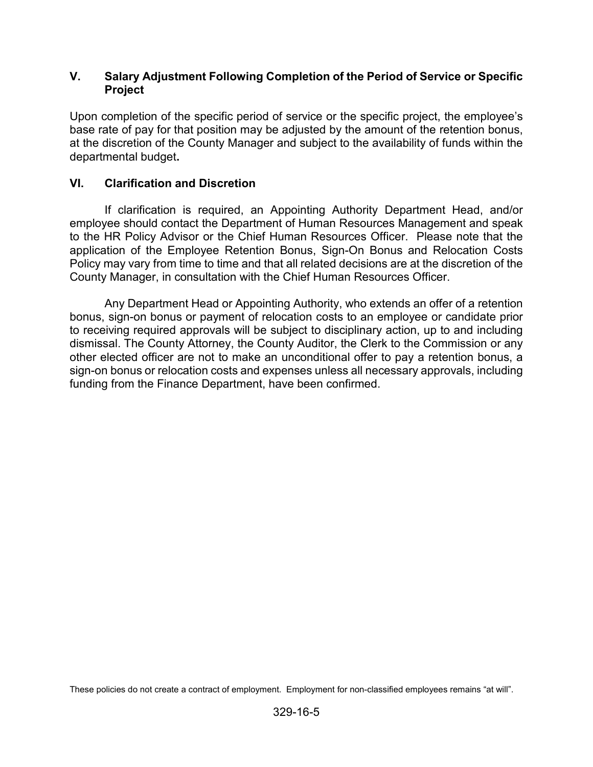## V. Salary Adjustment Following Completion of the Period of Service or Specific Project

Upon completion of the specific period of service or the specific project, the employee's base rate of pay for that position may be adjusted by the amount of the retention bonus, at the discretion of the County Manager and subject to the availability of funds within the departmental budget**.**

## VI. Clarification and Discretion

If clarification is required, an Appointing Authority Department Head, and/or employee should contact the Department of Human Resources Management and speak to the HR Policy Advisor or the Chief Human Resources Officer. Please note that the application of the Employee Retention Bonus, Sign-On Bonus and Relocation Costs Policy may vary from time to time and that all related decisions are at the discretion of the County Manager, in consultation with the Chief Human Resources Officer.

Any Department Head or Appointing Authority, who extends an offer of a retention bonus, sign-on bonus or payment of relocation costs to an employee or candidate prior to receiving required approvals will be subject to disciplinary action, up to and including dismissal. The County Attorney, the County Auditor, the Clerk to the Commission or any other elected officer are not to make an unconditional offer to pay a retention bonus, a sign-on bonus or relocation costs and expenses unless all necessary approvals, including funding from the Finance Department, have been confirmed.